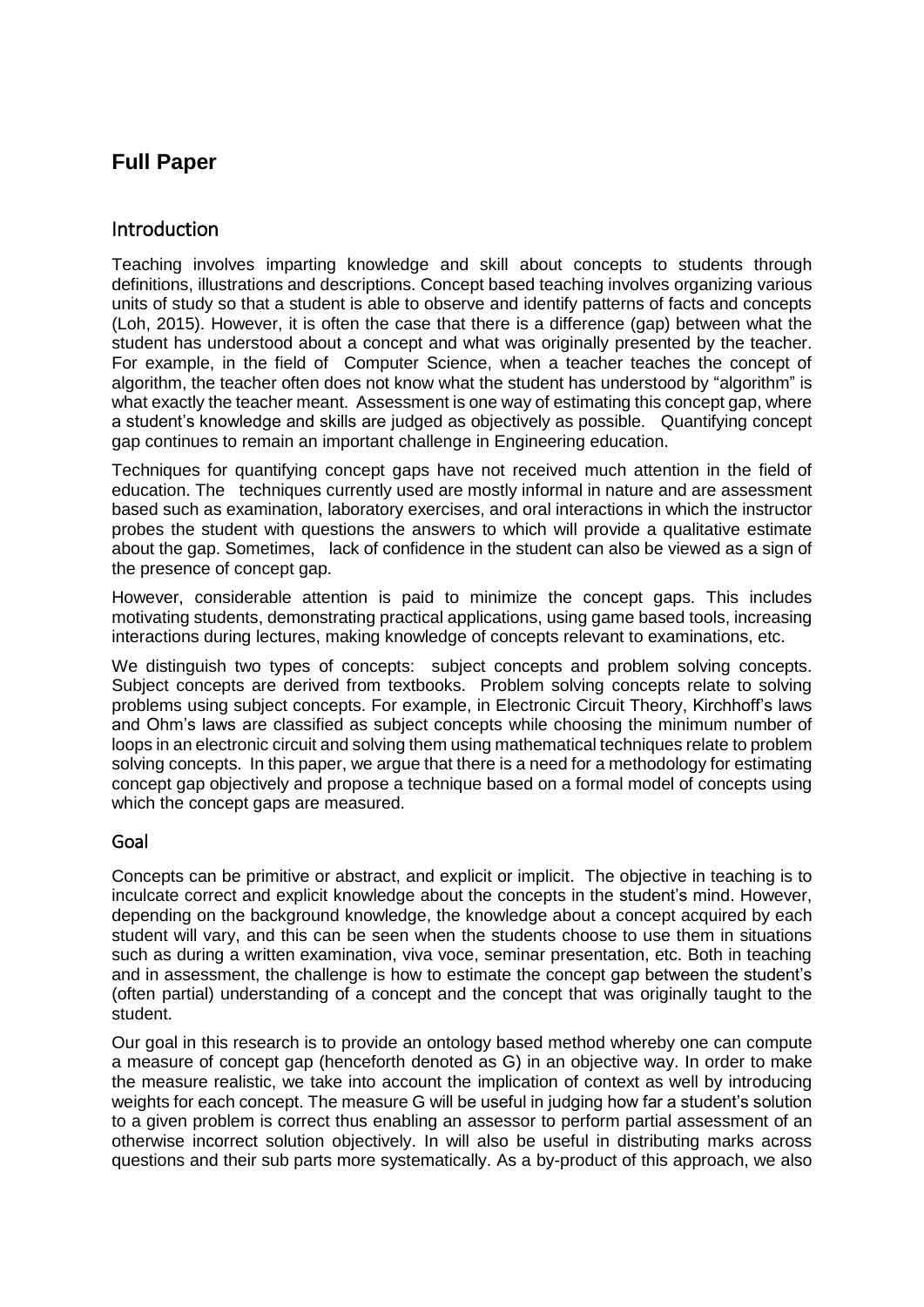## Full Paper

### Introduction

Teaching involves imparting knowledge and skill about concepts to students through definitions, illustrations and descriptions. Concept based teaching involves organizing various units of study so that a student is able to observe and identify patterns of facts and concepts (Loh, 2015). However, it is often the case that there is a difference (gap) between what the student has understood about a concept and what was originally presented by the teacher. For example, in the field of Computer Science, when a teacher teaches the concept of algorithm, the teacher often does not know what the student has understood by "algorithm" is what exactly the teacher meant. Assessment is one way of estimating this concept gap, where a student's knowledge and skills are judged as objectively as possible. Quantifying concept gap continues to remain an important challenge in Engineering education.

Techniques for quantifying concept gaps have not received much attention in the field of education. The techniques currently used are mostly informal in nature and are assessment based such as examination, laboratory exercises, and oral interactions in which the instructor probes the student with questions the answers to which will provide a qualitative estimate about the gap. Sometimes, lack of confidence in the student can also be viewed as a sign of the presence of concept gap.

However, considerable attention is paid to minimize the concept gaps. This includes motivating students, demonstrating practical applications, using game based tools, increasing interactions during lectures, making knowledge of concepts relevant to examinations, etc.

We distinguish two types of concepts: subject concepts and problem solving concepts. Subject concepts are derived from textbooks. Problem solving concepts relate to solving problems using subject concepts. For example, in Electronic Circuit Theory, Kirchhoff's laws and Ohm's laws are classified as subject concepts while choosing the minimum number of loops in an electronic circuit and solving them using mathematical techniques relate to problem solving concepts. In this paper, we argue that there is a need for a methodology for estimating concept gap objectively and propose a technique based on a formal model of concepts using which the concept gaps are measured.

### Goal

Concepts can be primitive or abstract, and explicit or implicit. The objective in teaching is to inculcate correct and explicit knowledge about the concepts in the student's mind. However, depending on the background knowledge, the knowledge about a concept acquired by each student will vary, and this can be seen when the students choose to use them in situations such as during a written examination, viva voce, seminar presentation, etc. Both in teaching and in assessment, the challenge is how to estimate the concept gap between the student's (often partial) understanding of a concept and the concept that was originally taught to the student.

Our goal in this research is to provide an ontology based method whereby one can compute a measure of concept gap (henceforth denoted as G) in an objective way. In order to make the measure realistic, we take into account the implication of context as well by introducing weights for each concept. The measure G will be useful in judging how far a student's solution to a given problem is correct thus enabling an assessor to perform partial assessment of an otherwise incorrect solution objectively. In will also be useful in distributing marks across questions and their sub parts more systematically. As a by-product of this approach, we also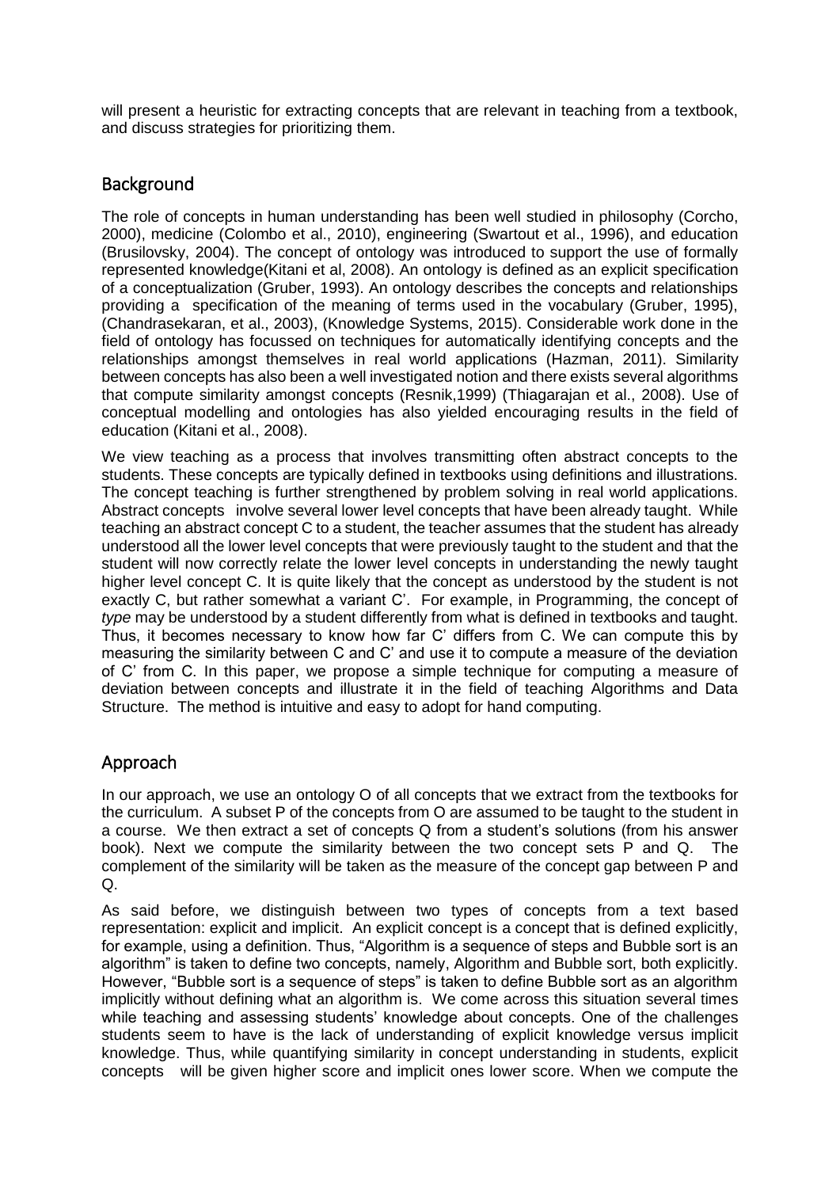will present a heuristic for extracting concepts that are relevant in teaching from a textbook, and discuss strategies for prioritizing them.

## Background

The role of concepts in human understanding has been well studied in philosophy (Corcho, 2000), medicine (Colombo et al., 2010), engineering (Swartout et al., 1996), and education (Brusilovsky, 2004). The concept of ontology was introduced to support the use of formally represented knowledge(Kitani et al, 2008). An ontology is defined as an explicit specification of a conceptualization (Gruber, 1993). An ontology describes the concepts and relationships providing a specification of the meaning of terms used in the vocabulary (Gruber, 1995), (Chandrasekaran, et al., 2003), (Knowledge Systems, 2015). Considerable work done in the field of ontology has focussed on techniques for automatically identifying concepts and the relationships amongst themselves in real world applications (Hazman, 2011). Similarity between concepts has also been a well investigated notion and there exists several algorithms that compute similarity amongst concepts (Resnik,1999) (Thiagarajan et al., 2008). Use of conceptual modelling and ontologies has also yielded encouraging results in the field of education (Kitani et al., 2008).

We view teaching as a process that involves transmitting often abstract concepts to the students. These concepts are typically defined in textbooks using definitions and illustrations. The concept teaching is further strengthened by problem solving in real world applications. Abstract concepts involve several lower level concepts that have been already taught. While teaching an abstract concept C to a student, the teacher assumes that the student has already understood all the lower level concepts that were previously taught to the student and that the student will now correctly relate the lower level concepts in understanding the newly taught higher level concept C. It is quite likely that the concept as understood by the student is not exactly C, but rather somewhat a variant C'. For example, in Programming, the concept of *type* may be understood by a student differently from what is defined in textbooks and taught. Thus, it becomes necessary to know how far C' differs from C. We can compute this by measuring the similarity between C and C' and use it to compute a measure of the deviation of C' from C. In this paper, we propose a simple technique for computing a measure of deviation between concepts and illustrate it in the field of teaching Algorithms and Data Structure. The method is intuitive and easy to adopt for hand computing.

## Approach

In our approach, we use an ontology O of all concepts that we extract from the textbooks for the curriculum. A subset P of the concepts from O are assumed to be taught to the student in a course. We then extract a set of concepts Q from a student's solutions (from his answer book). Next we compute the similarity between the two concept sets P and Q. The complement of the similarity will be taken as the measure of the concept gap between P and Q.

As said before, we distinguish between two types of concepts from a text based representation: explicit and implicit. An explicit concept is a concept that is defined explicitly, for example, using a definition. Thus, "Algorithm is a sequence of steps and Bubble sort is an algorithm" is taken to define two concepts, namely, Algorithm and Bubble sort, both explicitly. However, "Bubble sort is a sequence of steps" is taken to define Bubble sort as an algorithm implicitly without defining what an algorithm is. We come across this situation several times while teaching and assessing students' knowledge about concepts. One of the challenges students seem to have is the lack of understanding of explicit knowledge versus implicit knowledge. Thus, while quantifying similarity in concept understanding in students, explicit concepts will be given higher score and implicit ones lower score. When we compute the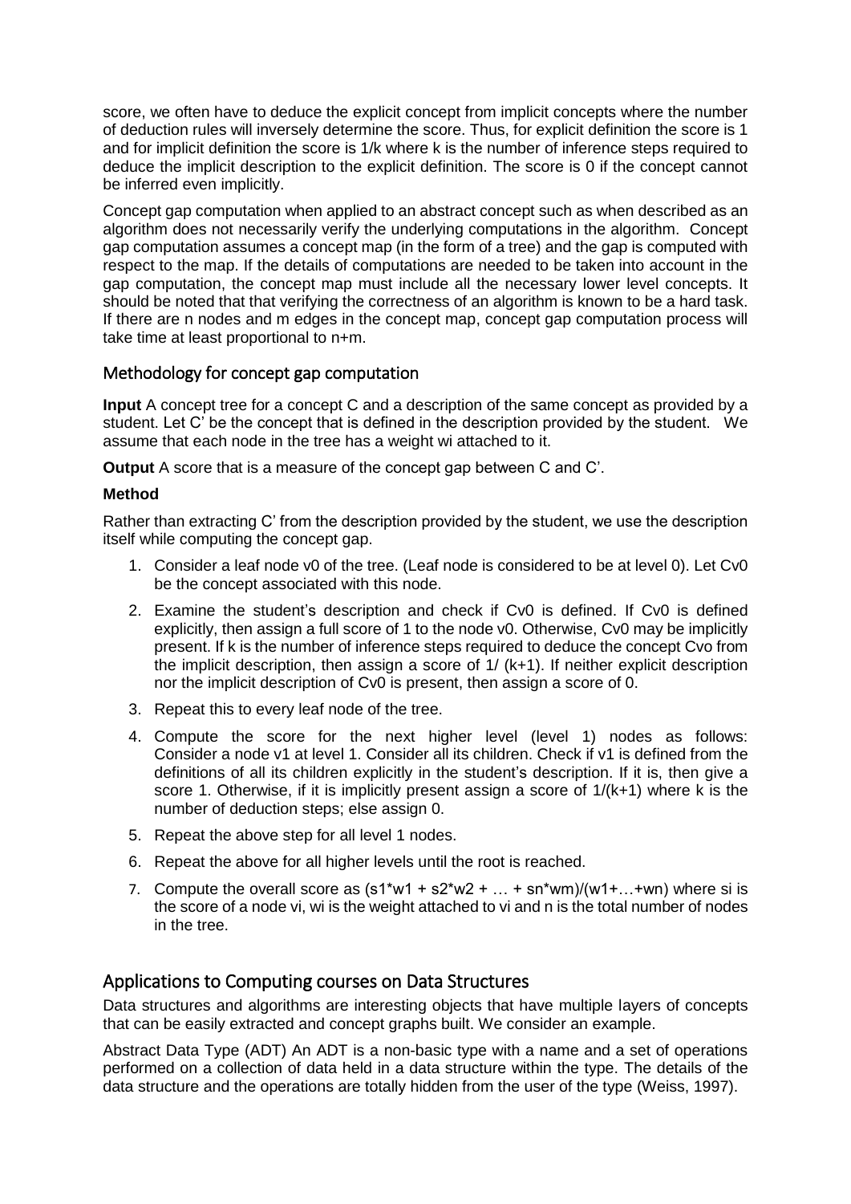score, we often have to deduce the explicit concept from implicit concepts where the number of deduction rules will inversely determine the score. Thus, for explicit definition the score is 1 and for implicit definition the score is $1/k$ where $k$ is the number of inference steps required to deduce the implicit description to the explicit definition. The score is 0 if the concept cannot be inferred even implicitly.

Concept gap computation when applied to an abstract concept such as when described as an algorithm does not necessarily verify the underlying computations in the algorithm. Concept gap computation assumes a concept map (in the form of a tree) and the gap is computed with respect to the map. If the details of computations are needed to be taken into account in the gap computation, the concept map must include all the necessary lower level concepts. It should be noted that that verifying the correctness of an algorithm is known to be a hard task. If there are n nodes and m edges in the concept map, concept gap computation process will take time at least proportional to n+m.

## Methodology for concept gap computation

**Input** A concept tree for a concept C and a description of the same concept as provided by a student. Let C' be the concept that is defined in the description provided by the student. We assume that each node in the tree has a weight $w_i$ attached to it.

**Output** A score that is a measure of the concept gap between C and C'.

**Method**

Rather than extracting C' from the description provided by the student, we use the description itself while computing the concept gap.

1. Consider a leaf node $v_0$ of the tree. (Leaf node is considered to be at level 0). Let $Cv_0$ be the concept associated with this node.
2. Examine the student's description and check if $Cv_0$ is defined. If $Cv_0$ is defined explicitly, then assign a full score of 1 to the node $v_0$. Otherwise, $Cv_0$ may be implicitly present. If k is the number of inference steps required to deduce the concept Cvo from the implicit description, then assign a score of $1/(k+1)$. If neither explicit description nor the implicit description of $Cv_0$ is present, then assign a score of 0.
3. Repeat this to every leaf node of the tree.
4. Compute the score for the next higher level (level 1) nodes as follows: Consider a node $v_1$ at level 1. Consider all its children. Check if $v_1$ is defined from the definitions of all its children explicitly in the student's description. If it is, then give a score 1. Otherwise, if it is implicitly present assign a score of $1/(k+1)$ where k is the number of deduction steps; else assign 0.
5. Repeat the above step for all level 1 nodes.
6. Repeat the above for all higher levels until the root is reached.
7. Compute the overall score as $(s_1 * w_1 + s_2 * w_2 + \ldots + s_n * w_m)/(w_1 + \ldots + w_n)$ where $s_i$ is the score of a node $v_i$, $w_i$ is the weight attached to $v_i$ and n is the total number of nodes in the tree.

## Applications to Computing courses on Data Structures

Data structures and algorithms are interesting objects that have multiple layers of concepts that can be easily extracted and concept graphs built. We consider an example.

Abstract Data Type (ADT) An ADT is a non-basic type with a name and a set of operations performed on a collection of data held in a data structure within the type. The details of the data structure and the operations are totally hidden from the user of the type (Weiss, 1997).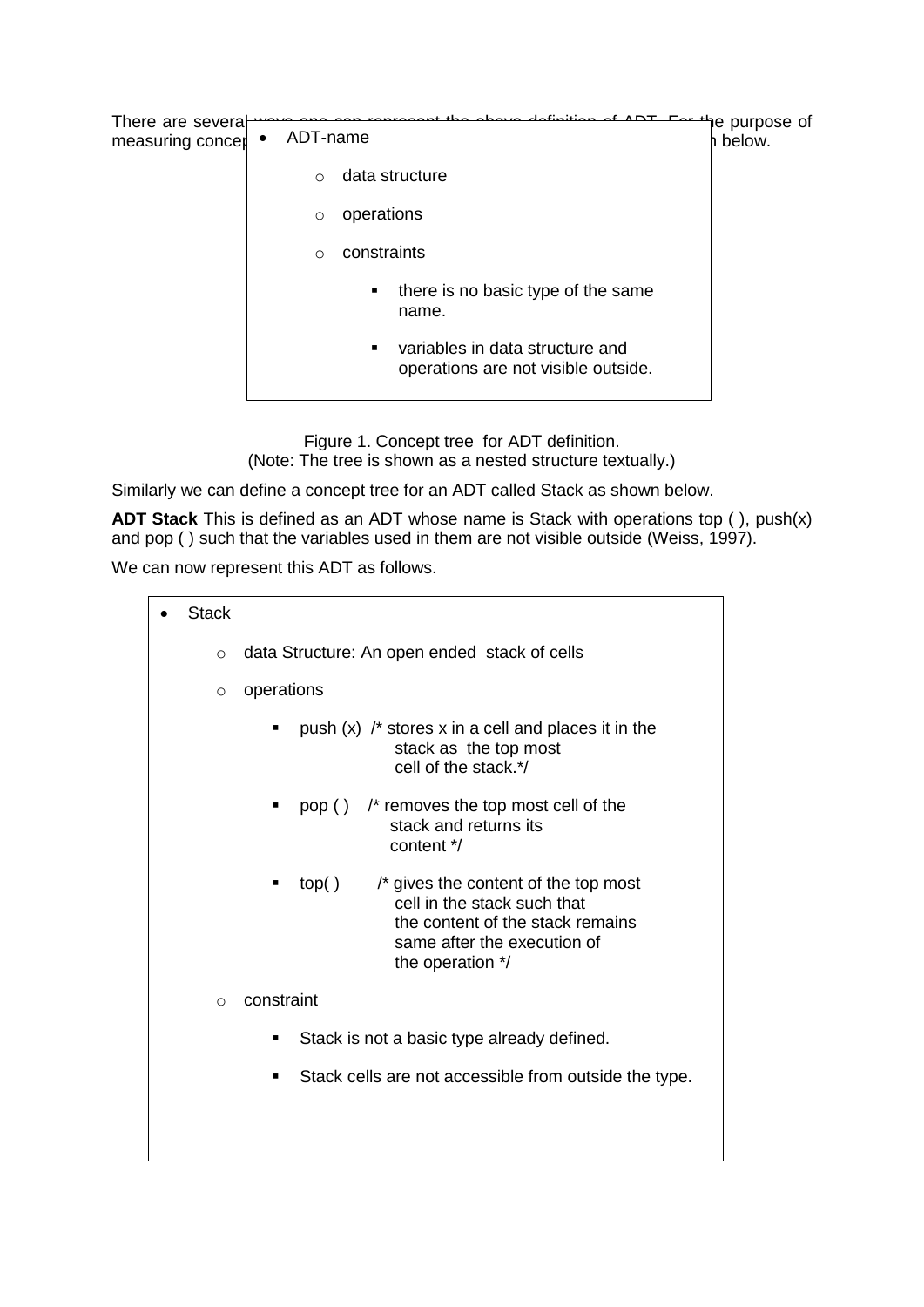There are several ways one can represent the above definition of ADT. For the purpose of measuring concep... below.

- ADT-name
  - data structure
  - operations
  - constraints
    - there is no basic type of the same name.
    - variables in data structure and operations are not visible outside.

Figure 1. Concept tree for ADT definition.
(Note: The tree is shown as a nested structure textually.)

Similarly we can define a concept tree for an ADT called Stack as shown below.

**ADT Stack** This is defined as an ADT whose name is Stack with operations top ( ), push(x) and pop ( ) such that the variables used in them are not visible outside (Weiss, 1997).

We can now represent this ADT as follows.

- Stack
  - data Structure: An open ended stack of cells
  - operations
    - push (x) /* stores x in a cell and places it in the stack as the top most cell of the stack.*/
    - pop ( ) /* removes the top most cell of the stack and returns its content */
    - top( ) /* gives the content of the top most cell in the stack such that the content of the stack remains same after the execution of the operation */
  - constraint
    - Stack is not a basic type already defined.
    - Stack cells are not accessible from outside the type.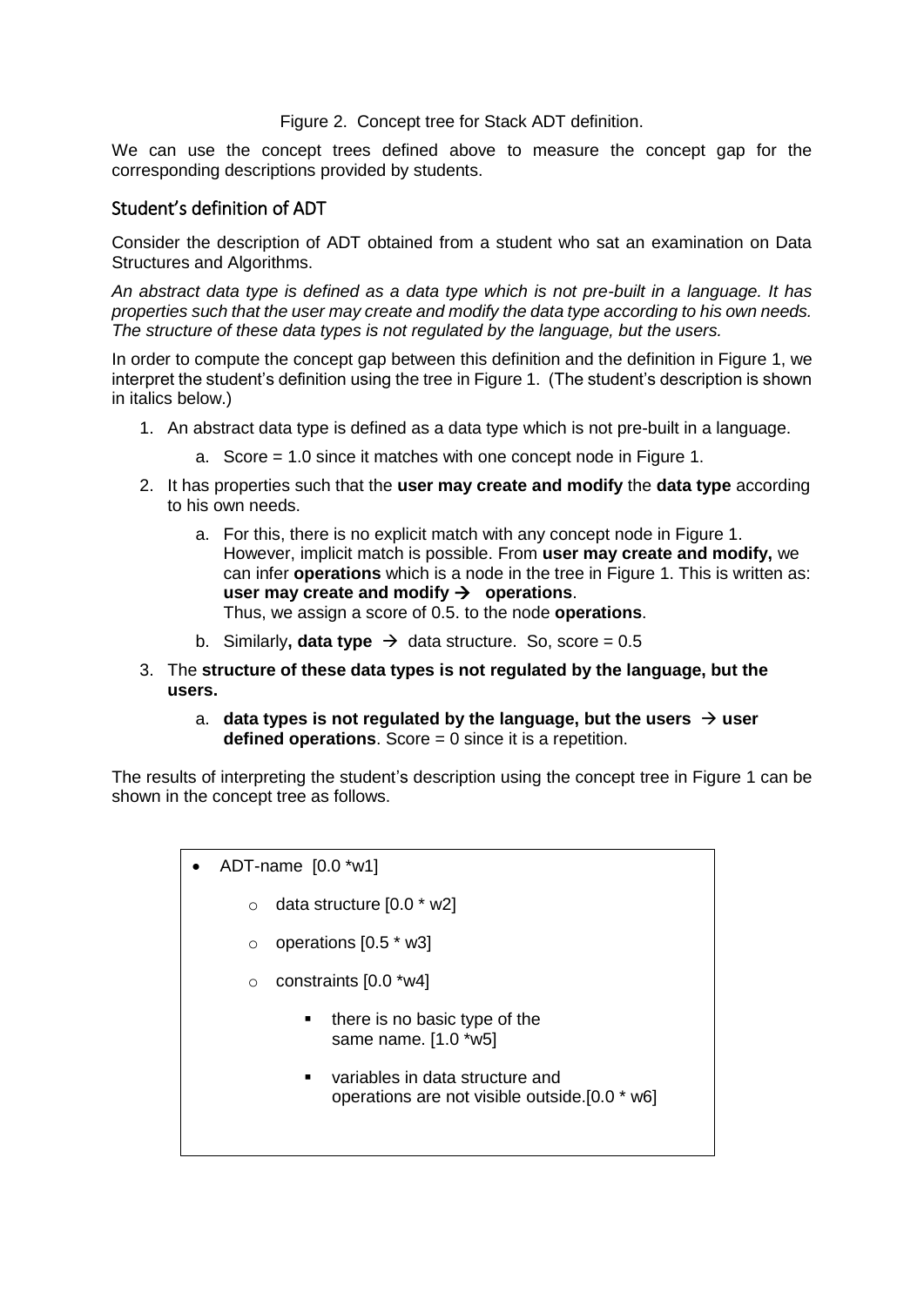Figure 2. Concept tree for Stack ADT definition.

We can use the concept trees defined above to measure the concept gap for the corresponding descriptions provided by students.

## Student's definition of ADT

Consider the description of ADT obtained from a student who sat an examination on Data Structures and Algorithms.

*An abstract data type is defined as a data type which is not pre-built in a language. It has properties such that the user may create and modify the data type according to his own needs. The structure of these data types is not regulated by the language, but the users.*

In order to compute the concept gap between this definition and the definition in Figure 1, we interpret the student's definition using the tree in Figure 1. (The student's description is shown in italics below.)

1. An abstract data type is defined as a data type which is not pre-built in a language.
   a. Score = 1.0 since it matches with one concept node in Figure 1.
2. It has properties such that the **user may create and modify** the **data type** according to his own needs.
   a. For this, there is no explicit match with any concept node in Figure 1. However, implicit match is possible. From **user may create and modify,** we can infer **operations** which is a node in the tree in Figure 1. This is written as: **user may create and modify → operations**.
      Thus, we assign a score of 0.5. to the node **operations**.
   b. Similarly**, data type** → data structure. So, score = 0.5
3. The **structure of these data types is not regulated by the language, but the users.**
   a. **data types is not regulated by the language, but the users → user defined operations**. Score = 0 since it is a repetition.

The results of interpreting the student's description using the concept tree in Figure 1 can be shown in the concept tree as follows.

- ADT-name [0.0 *w1]
  - data structure [0.0 * w2]
  - operations [0.5 * w3]
  - constraints [0.0 *w4]
    - there is no basic type of the same name. [1.0 *w5]
    - variables in data structure and operations are not visible outside.[0.0 * w6]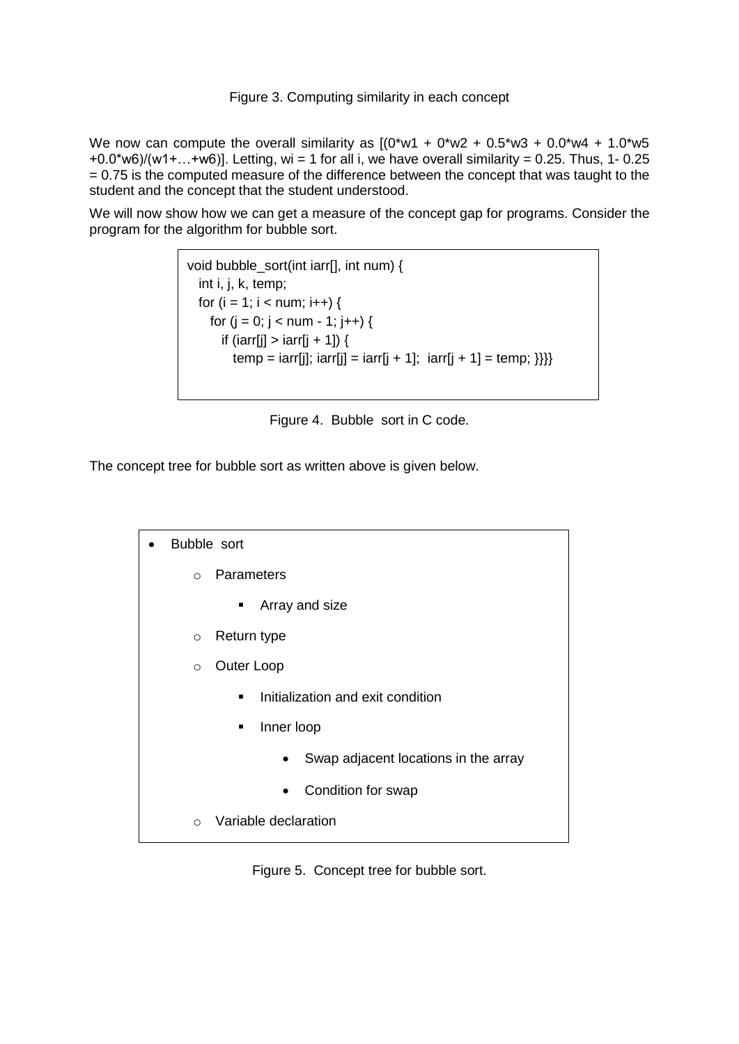Figure 3. Computing similarity in each concept

We now can compute the overall similarity as $[(0*w1 + 0*w2 + 0.5*w3 + 0.0*w4 + 1.0*w5 + 0.0*w6)/(w1+\ldots+w6)]$. Letting, $w_i = 1$ for all i, we have overall similarity = 0.25. Thus, 1- 0.25 = 0.75 is the computed measure of the difference between the concept that was taught to the student and the concept that the student understood.

We will now show how we can get a measure of the concept gap for programs. Consider the program for the algorithm for bubble sort.

```
void bubble_sort(int iarr[], int num) {
  int i, j, k, temp;
  for (i = 1; i < num; i++) {
    for (j = 0; j < num - 1; j++) {
      if (iarr[j] > iarr[j + 1]) {
        temp = iarr[j]; iarr[j] = iarr[j + 1];  iarr[j + 1] = temp; }}}}
```

Figure 4. Bubble sort in C code.

The concept tree for bubble sort as written above is given below.

- Bubble sort
  - Parameters
    - Array and size
  - Return type
  - Outer Loop
    - Initialization and exit condition
    - Inner loop
      - Swap adjacent locations in the array
      - Condition for swap
  - Variable declaration

Figure 5. Concept tree for bubble sort.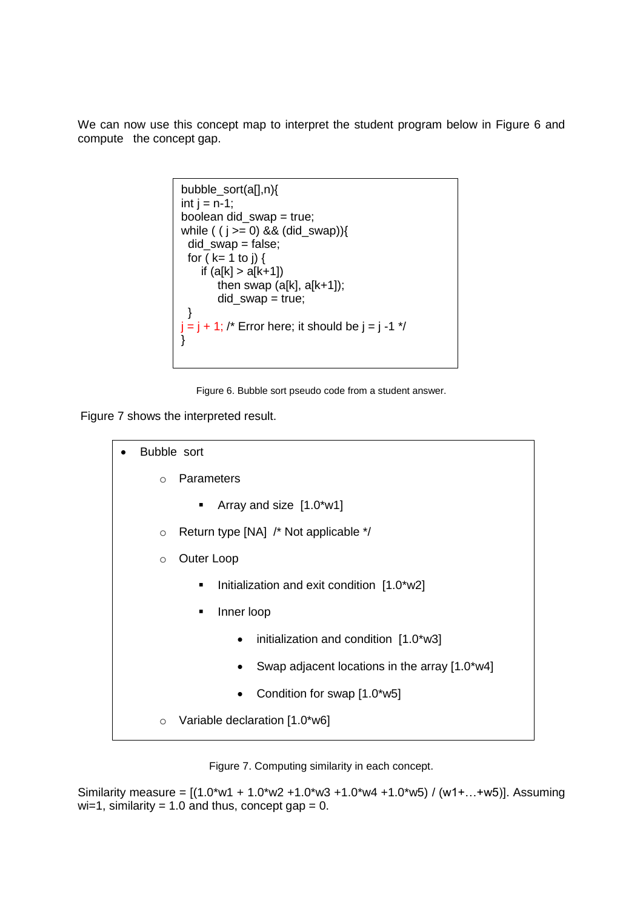We can now use this concept map to interpret the student program below in Figure 6 and compute the concept gap.

```
bubble_sort(a[],n){
int j = n-1;
boolean did_swap = true;
while ( ( j >= 0) && (did_swap)){
  did_swap = false;
  for ( k= 1 to j) {
     if (a[k] > a[k+1])
         then swap (a[k], a[k+1]);
         did_swap = true;
  }
j = j + 1; /* Error here; it should be j = j -1 */
}
```

Figure 6. Bubble sort pseudo code from a student answer.

Figure 7 shows the interpreted result.

- Bubble sort
  - Parameters
    - Array and size [1.0*w1]
  - Return type [NA] /* Not applicable */
  - Outer Loop
    - Initialization and exit condition [1.0*w2]
    - Inner loop
      - initialization and condition [1.0*w3]
      - Swap adjacent locations in the array [1.0*w4]
      - Condition for swap [1.0*w5]
  - Variable declaration [1.0*w6]

Figure 7. Computing similarity in each concept.

Similarity measure = [(1.0*w1 + 1.0*w2 +1.0*w3 +1.0*w4 +1.0*w5) / (w1+…+w5)]. Assuming wi=1, similarity = 1.0 and thus, concept gap = 0.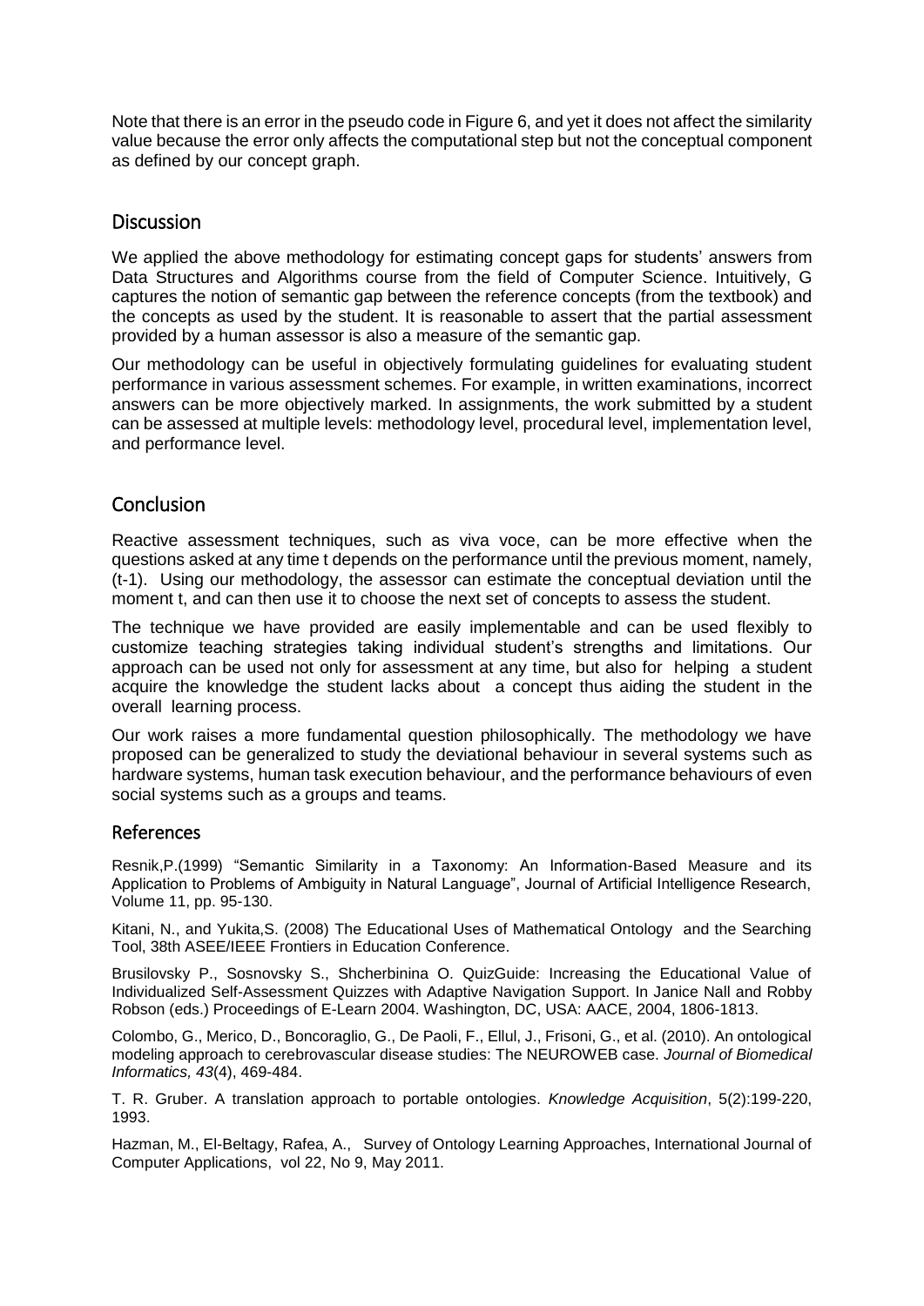Note that there is an error in the pseudo code in Figure 6, and yet it does not affect the similarity value because the error only affects the computational step but not the conceptual component as defined by our concept graph.

## Discussion

We applied the above methodology for estimating concept gaps for students' answers from Data Structures and Algorithms course from the field of Computer Science. Intuitively, G captures the notion of semantic gap between the reference concepts (from the textbook) and the concepts as used by the student. It is reasonable to assert that the partial assessment provided by a human assessor is also a measure of the semantic gap.

Our methodology can be useful in objectively formulating guidelines for evaluating student performance in various assessment schemes. For example, in written examinations, incorrect answers can be more objectively marked. In assignments, the work submitted by a student can be assessed at multiple levels: methodology level, procedural level, implementation level, and performance level.

## Conclusion

Reactive assessment techniques, such as viva voce, can be more effective when the questions asked at any time t depends on the performance until the previous moment, namely, (t-1). Using our methodology, the assessor can estimate the conceptual deviation until the moment t, and can then use it to choose the next set of concepts to assess the student.

The technique we have provided are easily implementable and can be used flexibly to customize teaching strategies taking individual student's strengths and limitations. Our approach can be used not only for assessment at any time, but also for helping a student acquire the knowledge the student lacks about a concept thus aiding the student in the overall learning process.

Our work raises a more fundamental question philosophically. The methodology we have proposed can be generalized to study the deviational behaviour in several systems such as hardware systems, human task execution behaviour, and the performance behaviours of even social systems such as a groups and teams.

## References

Resnik,P.(1999) "Semantic Similarity in a Taxonomy: An Information-Based Measure and its Application to Problems of Ambiguity in Natural Language", Journal of Artificial Intelligence Research, Volume 11, pp. 95-130.

Kitani, N., and Yukita,S. (2008) The Educational Uses of Mathematical Ontology and the Searching Tool, 38th ASEE/IEEE Frontiers in Education Conference.

Brusilovsky P., Sosnovsky S., Shcherbinina O. QuizGuide: Increasing the Educational Value of Individualized Self-Assessment Quizzes with Adaptive Navigation Support. In Janice Nall and Robby Robson (eds.) Proceedings of E-Learn 2004. Washington, DC, USA: AACE, 2004, 1806-1813.

Colombo, G., Merico, D., Boncoraglio, G., De Paoli, F., Ellul, J., Frisoni, G., et al. (2010). An ontological modeling approach to cerebrovascular disease studies: The NEUROWEB case. *Journal of Biomedical Informatics, 43*(4), 469-484.

T. R. Gruber. A translation approach to portable ontologies. *Knowledge Acquisition*, 5(2):199-220, 1993.

Hazman, M., El-Beltagy, Rafea, A., Survey of Ontology Learning Approaches, International Journal of Computer Applications, vol 22, No 9, May 2011.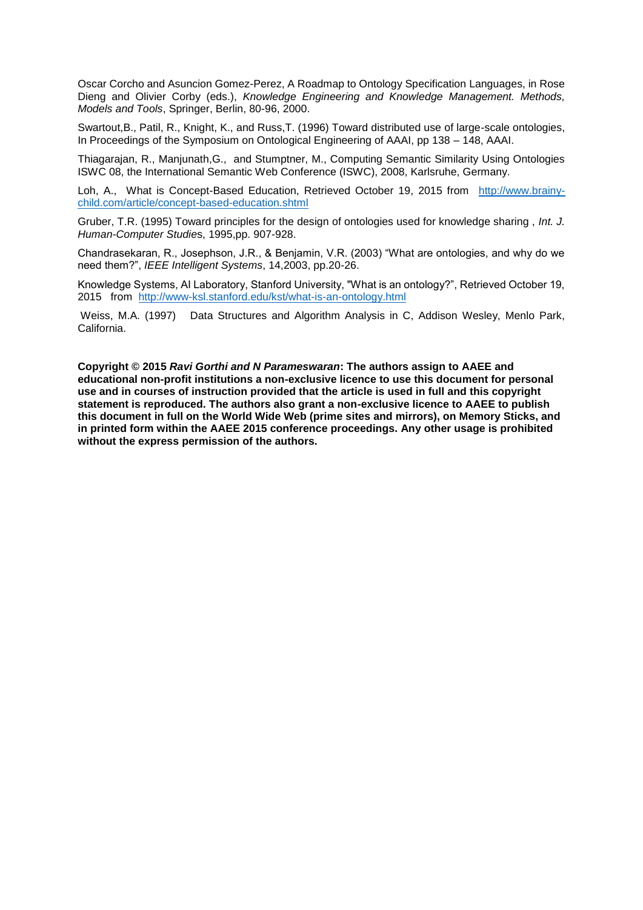Oscar Corcho and Asuncion Gomez-Perez, A Roadmap to Ontology Specification Languages, in Rose Dieng and Olivier Corby (eds.), *Knowledge Engineering and Knowledge Management. Methods, Models and Tools*, Springer, Berlin, 80-96, 2000.

Swartout,B., Patil, R., Knight, K., and Russ,T. (1996) Toward distributed use of large-scale ontologies, In Proceedings of the Symposium on Ontological Engineering of AAAI, pp 138 – 148, AAAI.

Thiagarajan, R., Manjunath,G., and Stumptner, M., Computing Semantic Similarity Using Ontologies ISWC 08, the International Semantic Web Conference (ISWC), 2008, Karlsruhe, Germany.

Loh, A., What is Concept-Based Education, Retrieved October 19, 2015 from [http://www.brainy-child.com/article/concept-based-education.shtml](http://www.brainy-child.com/article/concept-based-education.shtml)

Gruber, T.R. (1995) Toward principles for the design of ontologies used for knowledge sharing , *Int. J. Human-Computer Studies*, 1995,pp. 907-928.

Chandrasekaran, R., Josephson, J.R., & Benjamin, V.R. (2003) "What are ontologies, and why do we need them?", *IEEE Intelligent Systems*, 14,2003, pp.20-26.

Knowledge Systems, AI Laboratory, Stanford University, "What is an ontology?", Retrieved October 19, 2015 from [http://www-ksl.stanford.edu/kst/what-is-an-ontology.html](http://www-ksl.stanford.edu/kst/what-is-an-ontology.html)

Weiss, M.A. (1997) Data Structures and Algorithm Analysis in C, Addison Wesley, Menlo Park, California.

**Copyright © 2015 *Ravi Gorthi and N Parameswaran*: The authors assign to AAEE and educational non-profit institutions a non-exclusive licence to use this document for personal use and in courses of instruction provided that the article is used in full and this copyright statement is reproduced. The authors also grant a non-exclusive licence to AAEE to publish this document in full on the World Wide Web (prime sites and mirrors), on Memory Sticks, and in printed form within the AAEE 2015 conference proceedings. Any other usage is prohibited without the express permission of the authors.**